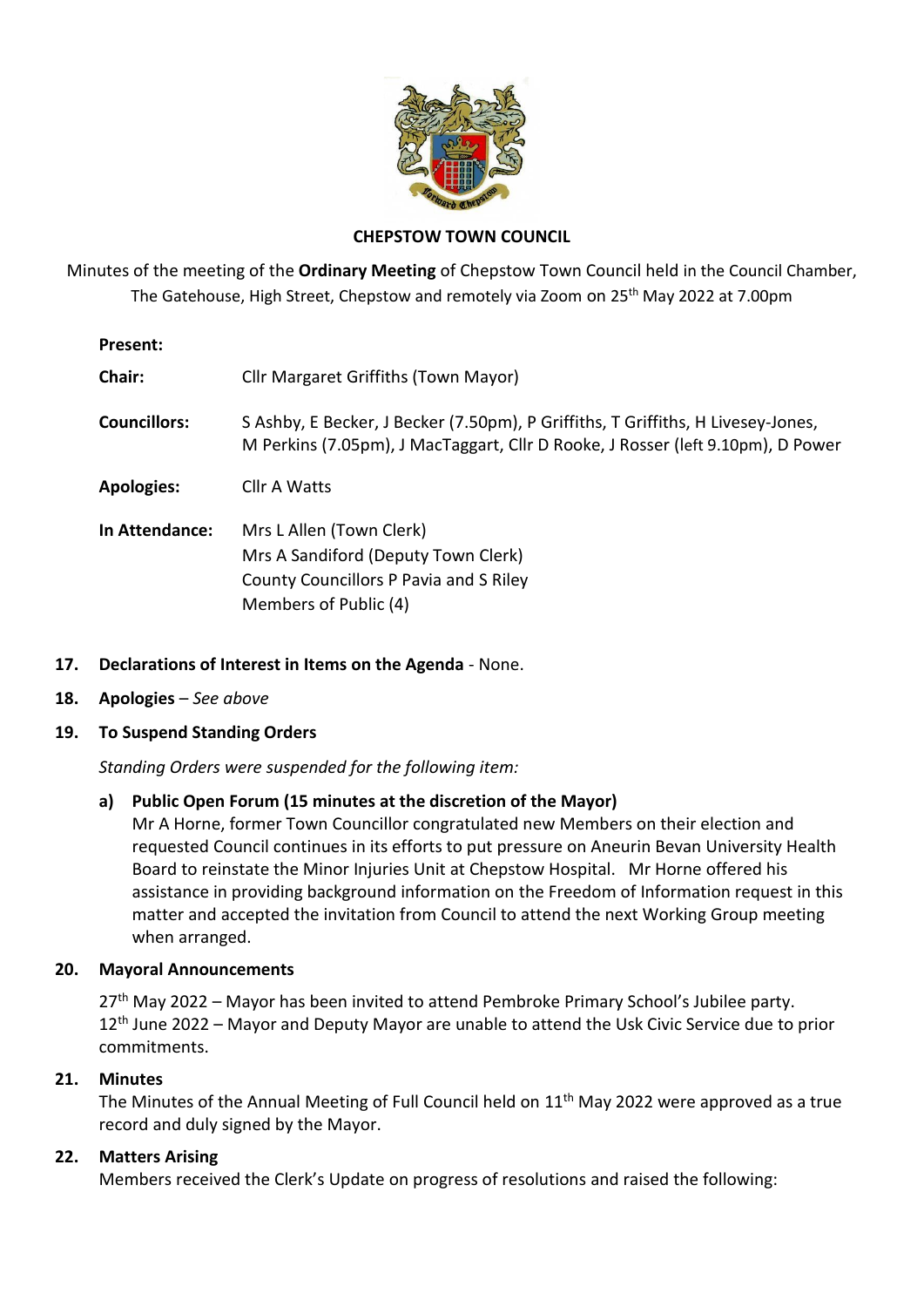**CHEPSTOW TOWN COUNCIL**

Minutes of the meeting of the **Ordinary Meeting** of Chepstow Town Council held in the Council Chamber, The Gatehouse, High Street, Chepstow and remotely via Zoom on 25th May 2022 at 7.00pm

**Present:**

| | |
|---|---|
| **Chair:** | Cllr Margaret Griffiths (Town Mayor) |
| **Councillors:** | S Ashby, E Becker, J Becker (7.50pm), P Griffiths, T Griffiths, H Livesey-Jones, M Perkins (7.05pm), J MacTaggart, Cllr D Rooke, J Rosser (left 9.10pm), D Power |
| **Apologies:** | Cllr A Watts |
| **In Attendance:** | Mrs L Allen (Town Clerk)<br>Mrs A Sandiford (Deputy Town Clerk)<br>County Councillors P Pavia and S Riley<br>Members of Public (4) |

**17. Declarations of Interest in Items on the Agenda** - None.

**18. Apologies** – *See above*

**19. To Suspend Standing Orders**

*Standing Orders were suspended for the following item:*

**a) Public Open Forum (15 minutes at the discretion of the Mayor)**

Mr A Horne, former Town Councillor congratulated new Members on their election and requested Council continues in its efforts to put pressure on Aneurin Bevan University Health Board to reinstate the Minor Injuries Unit at Chepstow Hospital. Mr Horne offered his assistance in providing background information on the Freedom of Information request in this matter and accepted the invitation from Council to attend the next Working Group meeting when arranged.

**20. Mayoral Announcements**

27th May 2022 – Mayor has been invited to attend Pembroke Primary School's Jubilee party.
12th June 2022 – Mayor and Deputy Mayor are unable to attend the Usk Civic Service due to prior commitments.

**21. Minutes**

The Minutes of the Annual Meeting of Full Council held on 11th May 2022 were approved as a true record and duly signed by the Mayor.

**22. Matters Arising**

Members received the Clerk's Update on progress of resolutions and raised the following: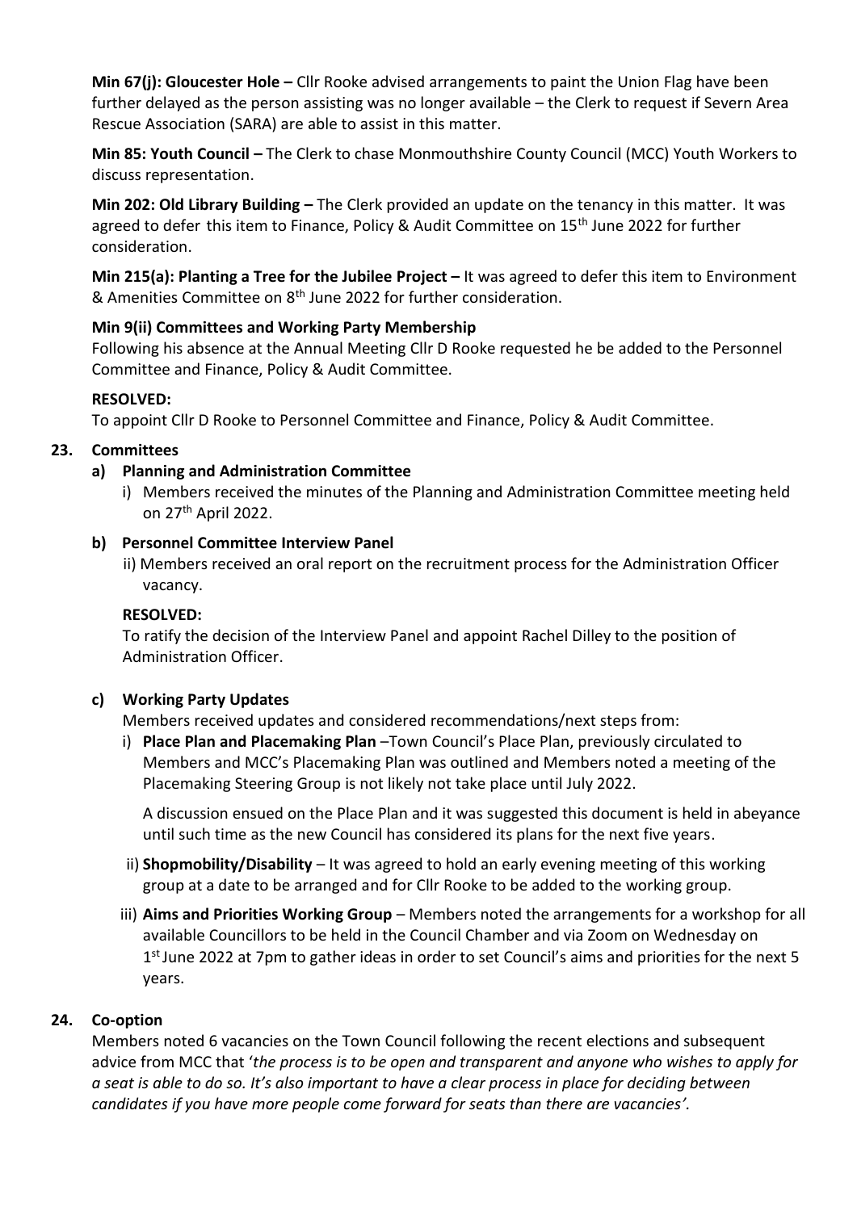**Min 67(j): Gloucester Hole –** Cllr Rooke advised arrangements to paint the Union Flag have been further delayed as the person assisting was no longer available – the Clerk to request if Severn Area Rescue Association (SARA) are able to assist in this matter.

**Min 85: Youth Council –** The Clerk to chase Monmouthshire County Council (MCC) Youth Workers to discuss representation.

**Min 202: Old Library Building –** The Clerk provided an update on the tenancy in this matter. It was agreed to defer this item to Finance, Policy & Audit Committee on 15th June 2022 for further consideration.

**Min 215(a): Planting a Tree for the Jubilee Project –** It was agreed to defer this item to Environment & Amenities Committee on 8th June 2022 for further consideration.

**Min 9(ii) Committees and Working Party Membership**
Following his absence at the Annual Meeting Cllr D Rooke requested he be added to the Personnel Committee and Finance, Policy & Audit Committee.

**RESOLVED:**
To appoint Cllr D Rooke to Personnel Committee and Finance, Policy & Audit Committee.

**23. Committees**

**a) Planning and Administration Committee**

i) Members received the minutes of the Planning and Administration Committee meeting held on 27th April 2022.

**b) Personnel Committee Interview Panel**

ii) Members received an oral report on the recruitment process for the Administration Officer vacancy.

**RESOLVED:**
To ratify the decision of the Interview Panel and appoint Rachel Dilley to the position of Administration Officer.

**c) Working Party Updates**

Members received updates and considered recommendations/next steps from:

i) **Place Plan and Placemaking Plan** –Town Council's Place Plan, previously circulated to Members and MCC's Placemaking Plan was outlined and Members noted a meeting of the Placemaking Steering Group is not likely not take place until July 2022.

A discussion ensued on the Place Plan and it was suggested this document is held in abeyance until such time as the new Council has considered its plans for the next five years.

ii) **Shopmobility/Disability** – It was agreed to hold an early evening meeting of this working group at a date to be arranged and for Cllr Rooke to be added to the working group.

iii) **Aims and Priorities Working Group** – Members noted the arrangements for a workshop for all available Councillors to be held in the Council Chamber and via Zoom on Wednesday on 1st June 2022 at 7pm to gather ideas in order to set Council's aims and priorities for the next 5 years.

**24. Co-option**

Members noted 6 vacancies on the Town Council following the recent elections and subsequent advice from MCC that '*the process is to be open and transparent and anyone who wishes to apply for a seat is able to do so. It's also important to have a clear process in place for deciding between candidates if you have more people come forward for seats than there are vacancies'.*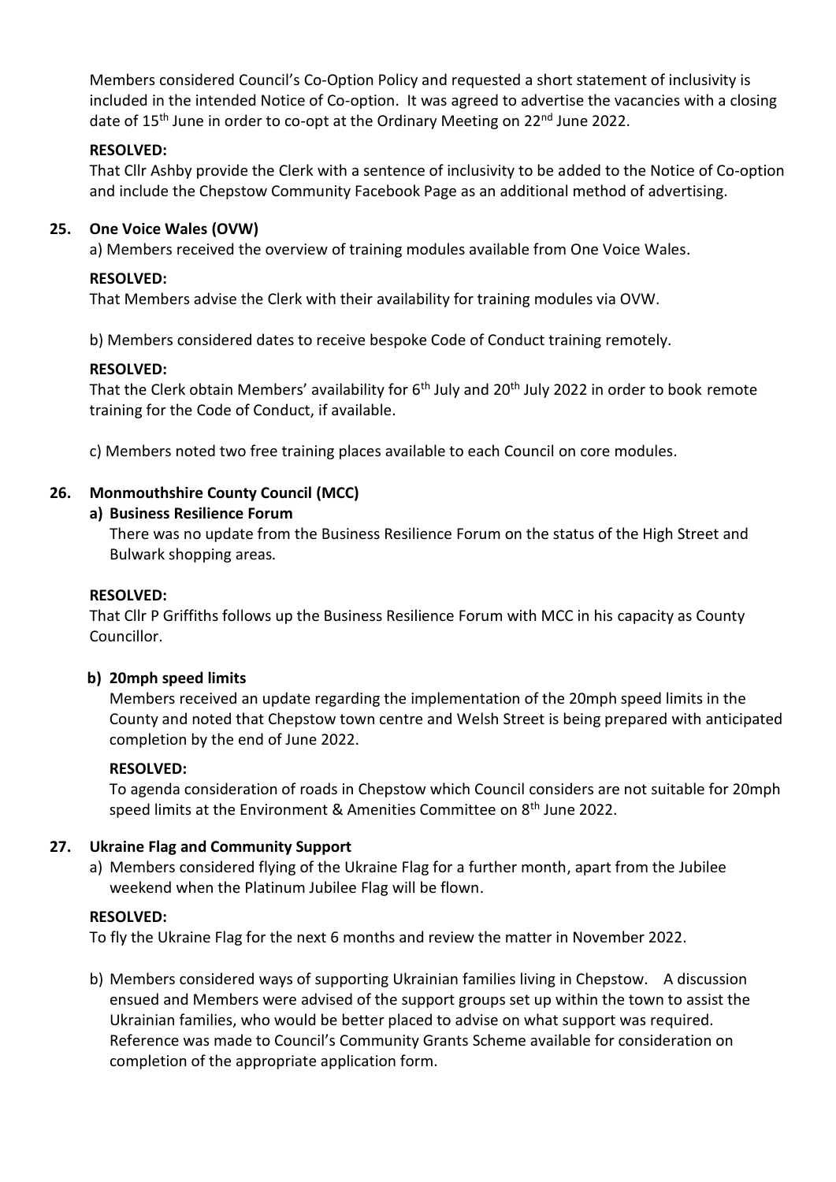Members considered Council's Co-Option Policy and requested a short statement of inclusivity is included in the intended Notice of Co-option. It was agreed to advertise the vacancies with a closing date of 15th June in order to co-opt at the Ordinary Meeting on 22nd June 2022.

**RESOLVED:**
That Cllr Ashby provide the Clerk with a sentence of inclusivity to be added to the Notice of Co-option and include the Chepstow Community Facebook Page as an additional method of advertising.

**25. One Voice Wales (OVW)**

a) Members received the overview of training modules available from One Voice Wales.

**RESOLVED:**
That Members advise the Clerk with their availability for training modules via OVW.

b) Members considered dates to receive bespoke Code of Conduct training remotely.

**RESOLVED:**
That the Clerk obtain Members' availability for 6th July and 20th July 2022 in order to book remote training for the Code of Conduct, if available.

c) Members noted two free training places available to each Council on core modules.

**26. Monmouthshire County Council (MCC)**

**a) Business Resilience Forum**

There was no update from the Business Resilience Forum on the status of the High Street and Bulwark shopping areas.

**RESOLVED:**
That Cllr P Griffiths follows up the Business Resilience Forum with MCC in his capacity as County Councillor.

**b) 20mph speed limits**

Members received an update regarding the implementation of the 20mph speed limits in the County and noted that Chepstow town centre and Welsh Street is being prepared with anticipated completion by the end of June 2022.

**RESOLVED:**
To agenda consideration of roads in Chepstow which Council considers are not suitable for 20mph speed limits at the Environment & Amenities Committee on 8th June 2022.

**27. Ukraine Flag and Community Support**

a) Members considered flying of the Ukraine Flag for a further month, apart from the Jubilee weekend when the Platinum Jubilee Flag will be flown.

**RESOLVED:**
To fly the Ukraine Flag for the next 6 months and review the matter in November 2022.

b) Members considered ways of supporting Ukrainian families living in Chepstow. A discussion ensued and Members were advised of the support groups set up within the town to assist the Ukrainian families, who would be better placed to advise on what support was required. Reference was made to Council's Community Grants Scheme available for consideration on completion of the appropriate application form.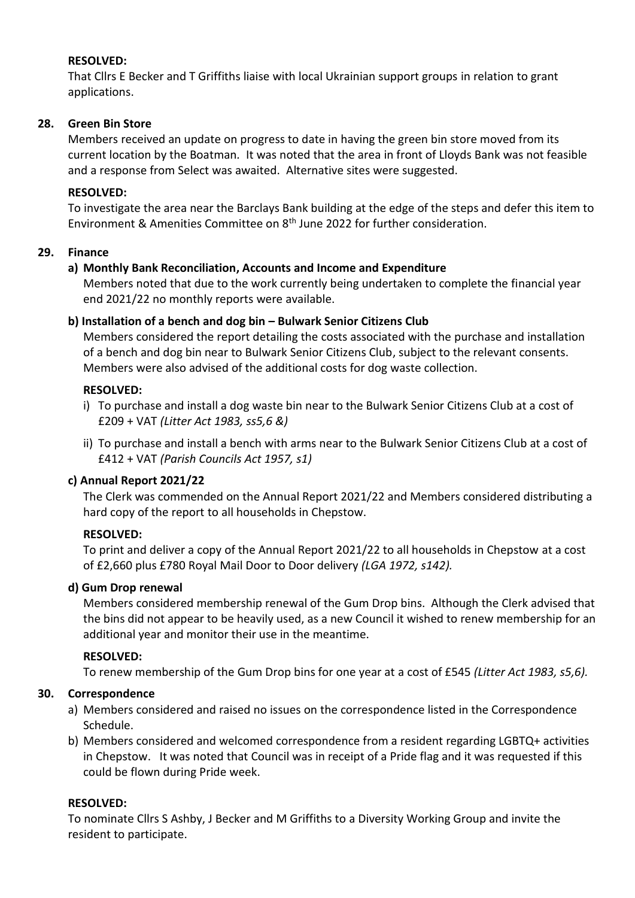**RESOLVED:**

That Cllrs E Becker and T Griffiths liaise with local Ukrainian support groups in relation to grant applications.

**28. Green Bin Store**

Members received an update on progress to date in having the green bin store moved from its current location by the Boatman. It was noted that the area in front of Lloyds Bank was not feasible and a response from Select was awaited. Alternative sites were suggested.

**RESOLVED:**

To investigate the area near the Barclays Bank building at the edge of the steps and defer this item to Environment & Amenities Committee on 8th June 2022 for further consideration.

**29. Finance**

**a) Monthly Bank Reconciliation, Accounts and Income and Expenditure**

Members noted that due to the work currently being undertaken to complete the financial year end 2021/22 no monthly reports were available.

**b) Installation of a bench and dog bin – Bulwark Senior Citizens Club**

Members considered the report detailing the costs associated with the purchase and installation of a bench and dog bin near to Bulwark Senior Citizens Club, subject to the relevant consents. Members were also advised of the additional costs for dog waste collection.

**RESOLVED:**

i) To purchase and install a dog waste bin near to the Bulwark Senior Citizens Club at a cost of £209 + VAT *(Litter Act 1983, ss5,6 &)*

ii) To purchase and install a bench with arms near to the Bulwark Senior Citizens Club at a cost of £412 + VAT *(Parish Councils Act 1957, s1)*

**c) Annual Report 2021/22**

The Clerk was commended on the Annual Report 2021/22 and Members considered distributing a hard copy of the report to all households in Chepstow.

**RESOLVED:**

To print and deliver a copy of the Annual Report 2021/22 to all households in Chepstow at a cost of £2,660 plus £780 Royal Mail Door to Door delivery *(LGA 1972, s142).*

**d) Gum Drop renewal**

Members considered membership renewal of the Gum Drop bins. Although the Clerk advised that the bins did not appear to be heavily used, as a new Council it wished to renew membership for an additional year and monitor their use in the meantime.

**RESOLVED:**

To renew membership of the Gum Drop bins for one year at a cost of £545 *(Litter Act 1983, s5,6).*

**30. Correspondence**

a) Members considered and raised no issues on the correspondence listed in the Correspondence Schedule.

b) Members considered and welcomed correspondence from a resident regarding LGBTQ+ activities in Chepstow. It was noted that Council was in receipt of a Pride flag and it was requested if this could be flown during Pride week.

**RESOLVED:**

To nominate Cllrs S Ashby, J Becker and M Griffiths to a Diversity Working Group and invite the resident to participate.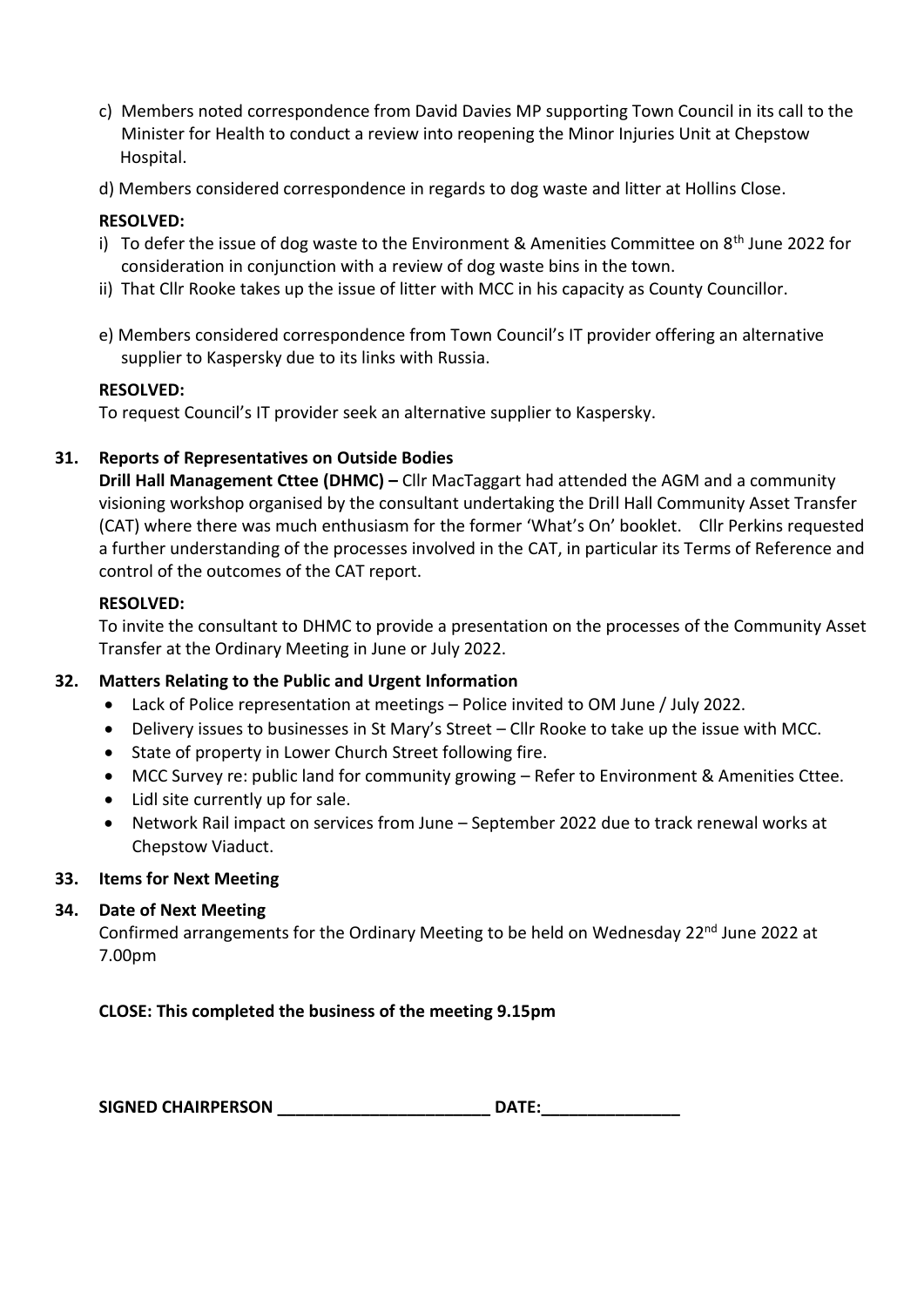c) Members noted correspondence from David Davies MP supporting Town Council in its call to the Minister for Health to conduct a review into reopening the Minor Injuries Unit at Chepstow Hospital.

d) Members considered correspondence in regards to dog waste and litter at Hollins Close.

**RESOLVED:**

i) To defer the issue of dog waste to the Environment & Amenities Committee on 8th June 2022 for consideration in conjunction with a review of dog waste bins in the town.

ii) That Cllr Rooke takes up the issue of litter with MCC in his capacity as County Councillor.

e) Members considered correspondence from Town Council's IT provider offering an alternative supplier to Kaspersky due to its links with Russia.

**RESOLVED:**

To request Council's IT provider seek an alternative supplier to Kaspersky.

**31. Reports of Representatives on Outside Bodies**

**Drill Hall Management Cttee (DHMC) –** Cllr MacTaggart had attended the AGM and a community visioning workshop organised by the consultant undertaking the Drill Hall Community Asset Transfer (CAT) where there was much enthusiasm for the former 'What's On' booklet. Cllr Perkins requested a further understanding of the processes involved in the CAT, in particular its Terms of Reference and control of the outcomes of the CAT report.

**RESOLVED:**

To invite the consultant to DHMC to provide a presentation on the processes of the Community Asset Transfer at the Ordinary Meeting in June or July 2022.

**32. Matters Relating to the Public and Urgent Information**

- Lack of Police representation at meetings – Police invited to OM June / July 2022.
- Delivery issues to businesses in St Mary's Street – Cllr Rooke to take up the issue with MCC.
- State of property in Lower Church Street following fire.
- MCC Survey re: public land for community growing – Refer to Environment & Amenities Cttee.
- Lidl site currently up for sale.
- Network Rail impact on services from June – September 2022 due to track renewal works at Chepstow Viaduct.

**33. Items for Next Meeting**

**34. Date of Next Meeting**

Confirmed arrangements for the Ordinary Meeting to be held on Wednesday 22nd June 2022 at 7.00pm

**CLOSE: This completed the business of the meeting 9.15pm**

**SIGNED CHAIRPERSON \_\_\_\_\_\_\_\_\_\_\_\_\_\_\_\_\_\_\_\_\_\_\_\_ DATE:\_\_\_\_\_\_\_\_\_\_\_\_\_\_\_\_**